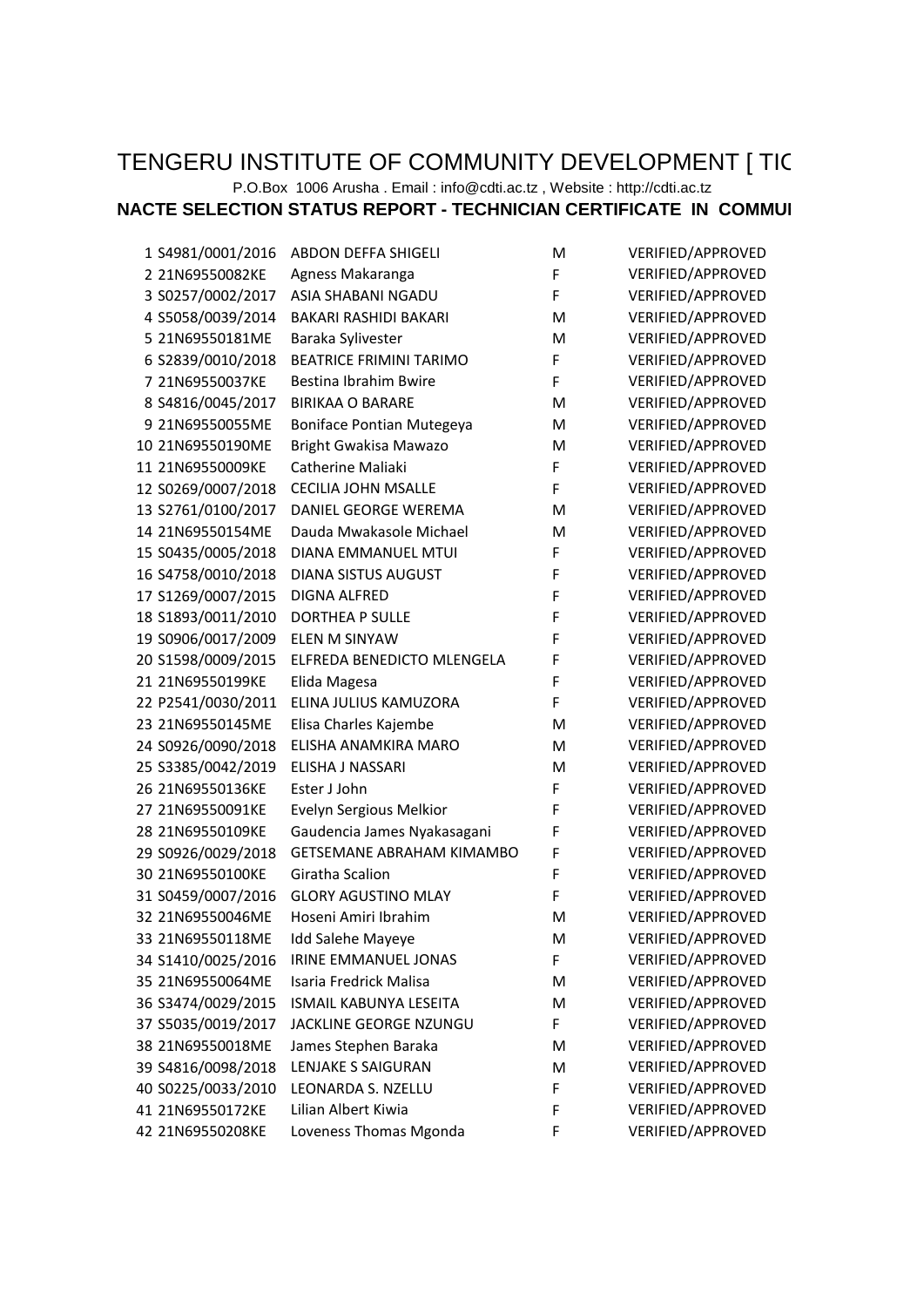# TENGERU INSTITUTE OF COMMUNITY DEVELOPMENT [ TIC

P.O.Box 1006 Arusha . Email : info@cdti.ac.tz , Website : http://cdti.ac.tz

**NACTE SELECTION STATUS REPORT - TECHNICIAN CERTIFICATE IN COMMUI**

| | | | | |
|---|---|---|---|---|
| 1 | S4981/0001/2016 | ABDON DEFFA SHIGELI | M | VERIFIED/APPROVED |
| 2 | 21N69550082KE | Agness Makaranga | F | VERIFIED/APPROVED |
| 3 | S0257/0002/2017 | ASIA SHABANI NGADU | F | VERIFIED/APPROVED |
| 4 | S5058/0039/2014 | BAKARI RASHIDI BAKARI | M | VERIFIED/APPROVED |
| 5 | 21N69550181ME | Baraka Sylivester | M | VERIFIED/APPROVED |
| 6 | S2839/0010/2018 | BEATRICE FRIMINI TARIMO | F | VERIFIED/APPROVED |
| 7 | 21N69550037KE | Bestina Ibrahim Bwire | F | VERIFIED/APPROVED |
| 8 | S4816/0045/2017 | BIRIKAA O BARARE | M | VERIFIED/APPROVED |
| 9 | 21N69550055ME | Boniface Pontian Mutegeya | M | VERIFIED/APPROVED |
| 10 | 21N69550190ME | Bright Gwakisa Mawazo | M | VERIFIED/APPROVED |
| 11 | 21N69550009KE | Catherine Maliaki | F | VERIFIED/APPROVED |
| 12 | S0269/0007/2018 | CECILIA JOHN MSALLE | F | VERIFIED/APPROVED |
| 13 | S2761/0100/2017 | DANIEL GEORGE WEREMA | M | VERIFIED/APPROVED |
| 14 | 21N69550154ME | Dauda Mwakasole Michael | M | VERIFIED/APPROVED |
| 15 | S0435/0005/2018 | DIANA EMMANUEL MTUI | F | VERIFIED/APPROVED |
| 16 | S4758/0010/2018 | DIANA SISTUS AUGUST | F | VERIFIED/APPROVED |
| 17 | S1269/0007/2015 | DIGNA ALFRED | F | VERIFIED/APPROVED |
| 18 | S1893/0011/2010 | DORTHEA P SULLE | F | VERIFIED/APPROVED |
| 19 | S0906/0017/2009 | ELEN M SINYAW | F | VERIFIED/APPROVED |
| 20 | S1598/0009/2015 | ELFREDA BENEDICTO MLENGELA | F | VERIFIED/APPROVED |
| 21 | 21N69550199KE | Elida Magesa | F | VERIFIED/APPROVED |
| 22 | P2541/0030/2011 | ELINA JULIUS KAMUZORA | F | VERIFIED/APPROVED |
| 23 | 21N69550145ME | Elisa Charles Kajembe | M | VERIFIED/APPROVED |
| 24 | S0926/0090/2018 | ELISHA ANAMKIRA MARO | M | VERIFIED/APPROVED |
| 25 | S3385/0042/2019 | ELISHA J NASSARI | M | VERIFIED/APPROVED |
| 26 | 21N69550136KE | Ester J John | F | VERIFIED/APPROVED |
| 27 | 21N69550091KE | Evelyn Sergious Melkior | F | VERIFIED/APPROVED |
| 28 | 21N69550109KE | Gaudencia James Nyakasagani | F | VERIFIED/APPROVED |
| 29 | S0926/0029/2018 | GETSEMANE ABRAHAM KIMAMBO | F | VERIFIED/APPROVED |
| 30 | 21N69550100KE | Giratha Scalion | F | VERIFIED/APPROVED |
| 31 | S0459/0007/2016 | GLORY AGUSTINO MLAY | F | VERIFIED/APPROVED |
| 32 | 21N69550046ME | Hoseni Amiri Ibrahim | M | VERIFIED/APPROVED |
| 33 | 21N69550118ME | Idd Salehe Mayeye | M | VERIFIED/APPROVED |
| 34 | S1410/0025/2016 | IRINE EMMANUEL JONAS | F | VERIFIED/APPROVED |
| 35 | 21N69550064ME | Isaria Fredrick Malisa | M | VERIFIED/APPROVED |
| 36 | S3474/0029/2015 | ISMAIL KABUNYA LESEITA | M | VERIFIED/APPROVED |
| 37 | S5035/0019/2017 | JACKLINE GEORGE NZUNGU | F | VERIFIED/APPROVED |
| 38 | 21N69550018ME | James Stephen Baraka | M | VERIFIED/APPROVED |
| 39 | S4816/0098/2018 | LENJAKE S SAIGURAN | M | VERIFIED/APPROVED |
| 40 | S0225/0033/2010 | LEONARDA S. NZELLU | F | VERIFIED/APPROVED |
| 41 | 21N69550172KE | Lilian Albert Kiwia | F | VERIFIED/APPROVED |
| 42 | 21N69550208KE | Loveness Thomas Mgonda | F | VERIFIED/APPROVED |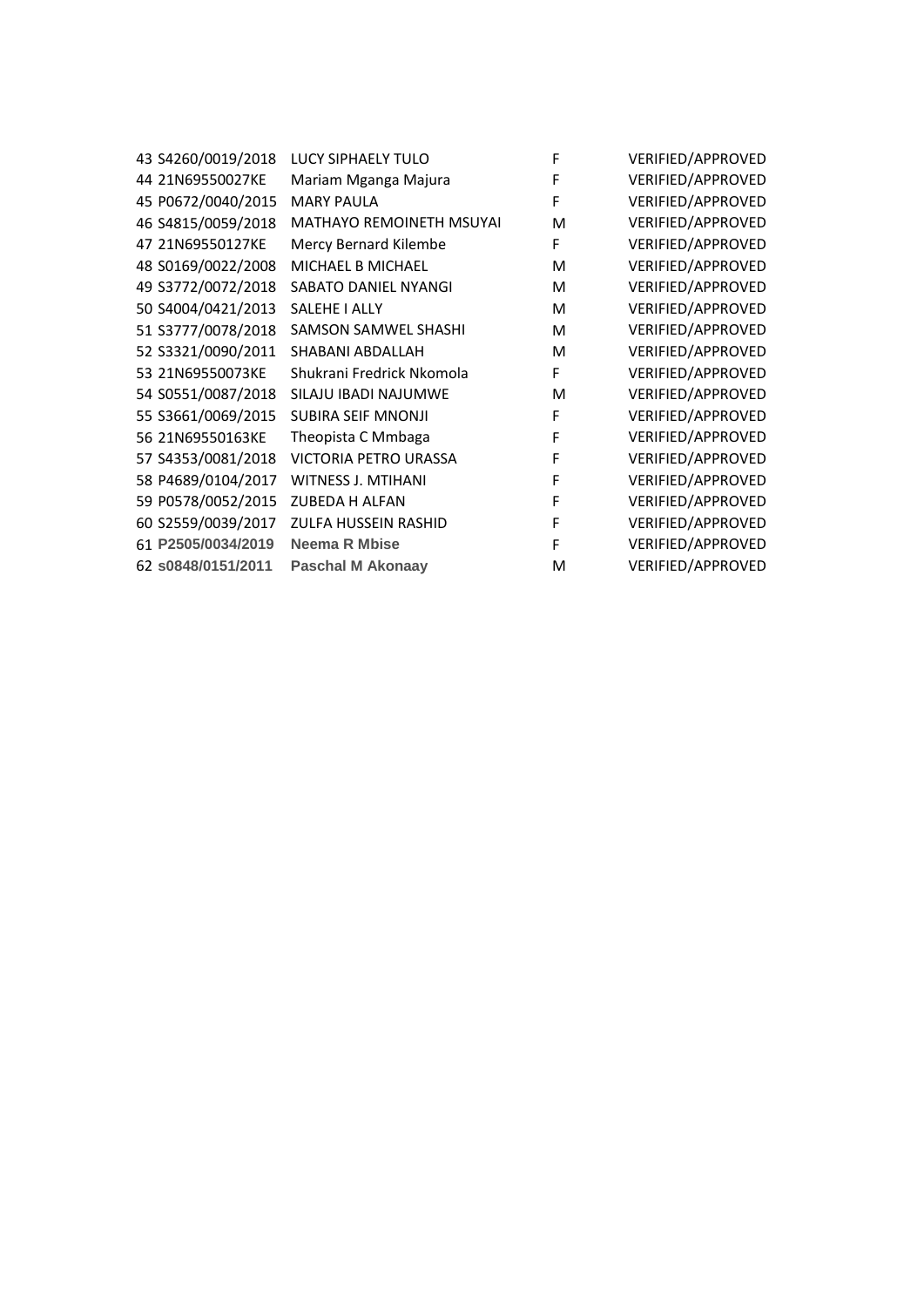| | | | | |
|---|---|---|---|---|
| 43 | S4260/0019/2018 | LUCY SIPHAELY TULO | F | VERIFIED/APPROVED |
| 44 | 21N69550027KE | Mariam Mganga Majura | F | VERIFIED/APPROVED |
| 45 | P0672/0040/2015 | MARY PAULA | F | VERIFIED/APPROVED |
| 46 | S4815/0059/2018 | MATHAYO REMOINETH MSUYAI | M | VERIFIED/APPROVED |
| 47 | 21N69550127KE | Mercy Bernard Kilembe | F | VERIFIED/APPROVED |
| 48 | S0169/0022/2008 | MICHAEL B MICHAEL | M | VERIFIED/APPROVED |
| 49 | S3772/0072/2018 | SABATO DANIEL NYANGI | M | VERIFIED/APPROVED |
| 50 | S4004/0421/2013 | SALEHE I ALLY | M | VERIFIED/APPROVED |
| 51 | S3777/0078/2018 | SAMSON SAMWEL SHASHI | M | VERIFIED/APPROVED |
| 52 | S3321/0090/2011 | SHABANI ABDALLAH | M | VERIFIED/APPROVED |
| 53 | 21N69550073KE | Shukrani Fredrick Nkomola | F | VERIFIED/APPROVED |
| 54 | S0551/0087/2018 | SILAJU IBADI NAJUMWE | M | VERIFIED/APPROVED |
| 55 | S3661/0069/2015 | SUBIRA SEIF MNONJI | F | VERIFIED/APPROVED |
| 56 | 21N69550163KE | Theopista C Mmbaga | F | VERIFIED/APPROVED |
| 57 | S4353/0081/2018 | VICTORIA PETRO URASSA | F | VERIFIED/APPROVED |
| 58 | P4689/0104/2017 | WITNESS J. MTIHANI | F | VERIFIED/APPROVED |
| 59 | P0578/0052/2015 | ZUBEDA H ALFAN | F | VERIFIED/APPROVED |
| 60 | S2559/0039/2017 | ZULFA HUSSEIN RASHID | F | VERIFIED/APPROVED |
| 61 | **P2505/0034/2019** | **Neema R Mbise** | F | VERIFIED/APPROVED |
| 62 | **s0848/0151/2011** | **Paschal M Akonaay** | M | VERIFIED/APPROVED |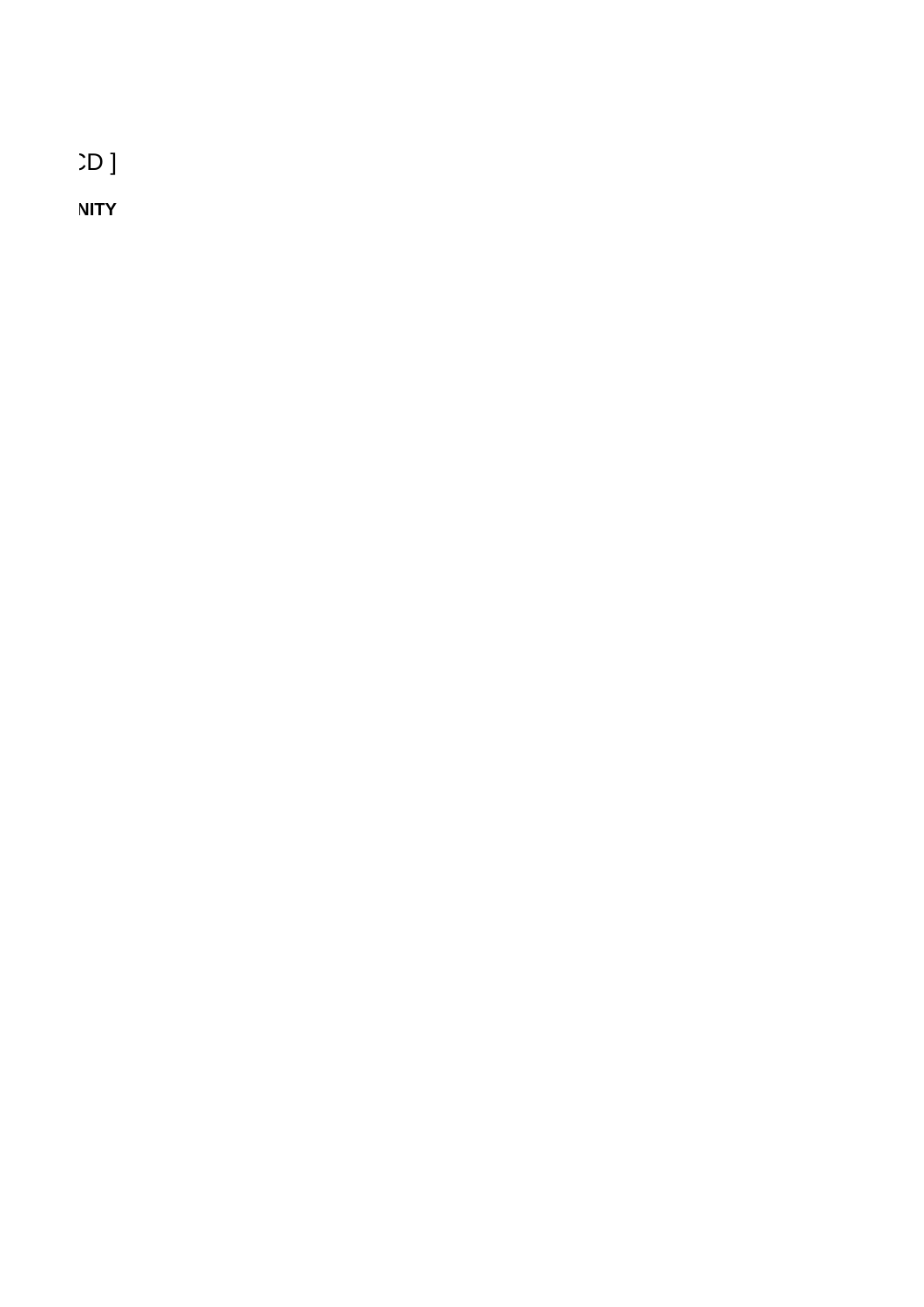:D ]

NITY